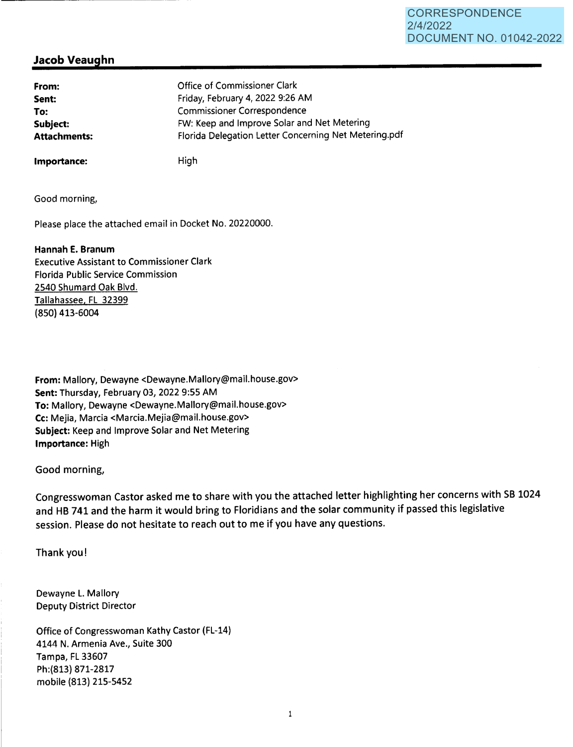CORRESPONDENCE
2/4/2022
DOCUMENT NO. 01042-2022

## Jacob Veaughn

| | |
|---|---|
| **From:** | Office of Commissioner Clark |
| **Sent:** | Friday, February 4, 2022 9:26 AM |
| **To:** | Commissioner Correspondence |
| **Subject:** | FW: Keep and Improve Solar and Net Metering |
| **Attachments:** | Florida Delegation Letter Concerning Net Metering.pdf |
| **Importance:** | High |

Good morning,

Please place the attached email in Docket No. 20220000.

**Hannah E. Branum**
Executive Assistant to Commissioner Clark
Florida Public Service Commission
2540 Shumard Oak Blvd.
Tallahassee, FL 32399
(850) 413-6004

**From:** Mallory, Dewayne <Dewayne.Mallory@mail.house.gov>
**Sent:** Thursday, February 03, 2022 9:55 AM
**To:** Mallory, Dewayne <Dewayne.Mallory@mail.house.gov>
**Cc:** Mejia, Marcia <Marcia.Mejia@mail.house.gov>
**Subject:** Keep and Improve Solar and Net Metering
**Importance:** High

Good morning,

Congresswoman Castor asked me to share with you the attached letter highlighting her concerns with SB 1024 and HB 741 and the harm it would bring to Floridians and the solar community if passed this legislative session. Please do not hesitate to reach out to me if you have any questions.

Thank you!

Dewayne L. Mallory
Deputy District Director

Office of Congresswoman Kathy Castor (FL-14)
4144 N. Armenia Ave., Suite 300
Tampa, FL 33607
Ph:(813) 871-2817
mobile (813) 215-5452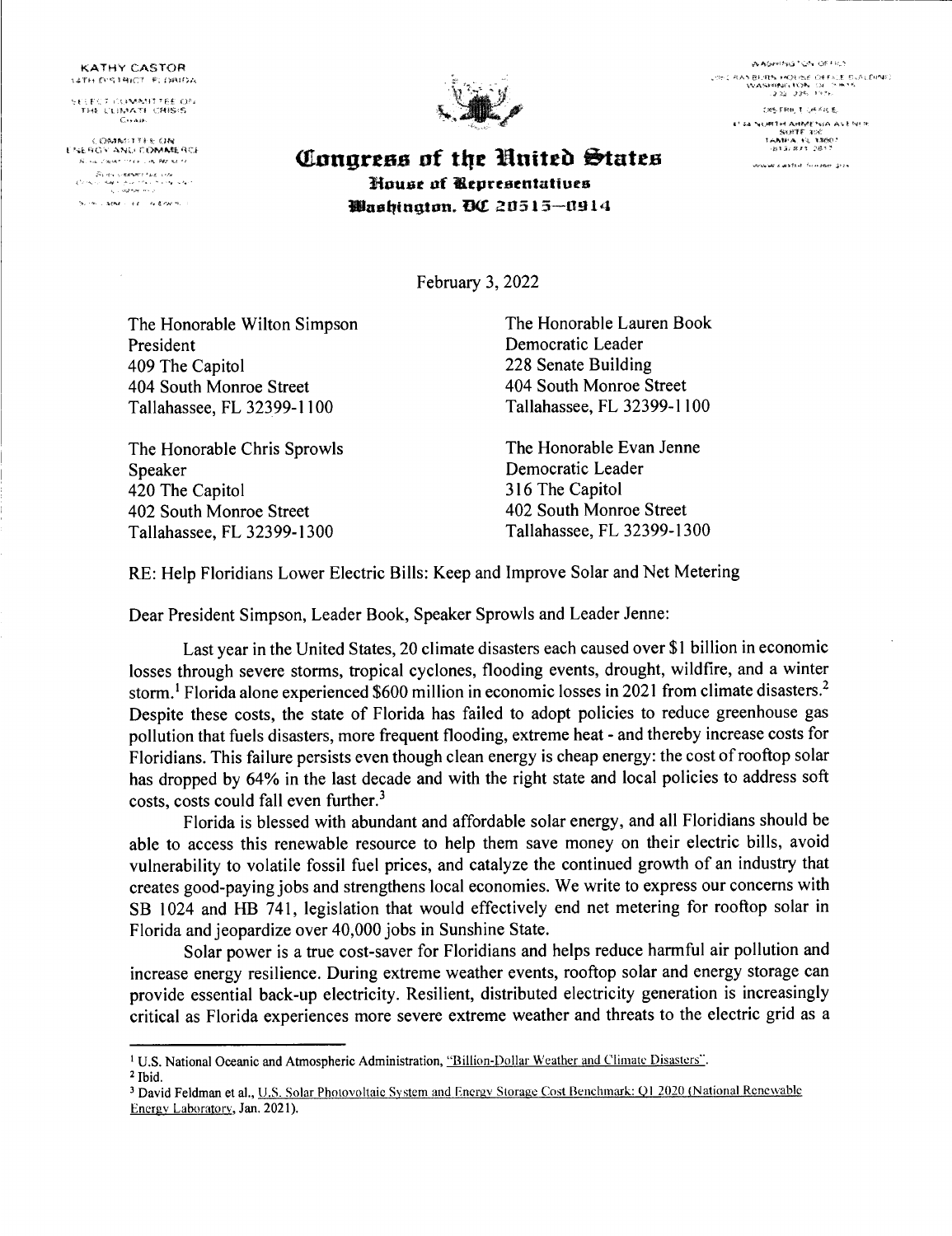KATHY CASTOR
14TH DISTRICT, FLORIDA

SELECT COMMITTEE ON
THE CLIMATE CRISIS
CHAIR

COMMITTEE ON
ENERGY AND COMMERCE

# Congress of the United States
## House of Representatives
### Washington, DC 20515—0914

WASHINGTON OFFICE:
RAYBURN HOUSE OFFICE BUILDING
WASHINGTON, DC 20515

DISTRICT OFFICE:
NORTH ARMENIA AVENUE
SUITE
TAMPA, FL

February 3, 2022

The Honorable Wilton Simpson
President
409 The Capitol
404 South Monroe Street
Tallahassee, FL 32399-1100

The Honorable Lauren Book
Democratic Leader
228 Senate Building
404 South Monroe Street
Tallahassee, FL 32399-1100

The Honorable Chris Sprowls
Speaker
420 The Capitol
402 South Monroe Street
Tallahassee, FL 32399-1300

The Honorable Evan Jenne
Democratic Leader
316 The Capitol
402 South Monroe Street
Tallahassee, FL 32399-1300

RE: Help Floridians Lower Electric Bills: Keep and Improve Solar and Net Metering

Dear President Simpson, Leader Book, Speaker Sprowls and Leader Jenne:

Last year in the United States, 20 climate disasters each caused over $1 billion in economic losses through severe storms, tropical cyclones, flooding events, drought, wildfire, and a winter storm.[1] Florida alone experienced $600 million in economic losses in 2021 from climate disasters.[2] Despite these costs, the state of Florida has failed to adopt policies to reduce greenhouse gas pollution that fuels disasters, more frequent flooding, extreme heat - and thereby increase costs for Floridians. This failure persists even though clean energy is cheap energy: the cost of rooftop solar has dropped by 64% in the last decade and with the right state and local policies to address soft costs, costs could fall even further.[3]

Florida is blessed with abundant and affordable solar energy, and all Floridians should be able to access this renewable resource to help them save money on their electric bills, avoid vulnerability to volatile fossil fuel prices, and catalyze the continued growth of an industry that creates good-paying jobs and strengthens local economies. We write to express our concerns with SB 1024 and HB 741, legislation that would effectively end net metering for rooftop solar in Florida and jeopardize over 40,000 jobs in Sunshine State.

Solar power is a true cost-saver for Floridians and helps reduce harmful air pollution and increase energy resilience. During extreme weather events, rooftop solar and energy storage can provide essential back-up electricity. Resilient, distributed electricity generation is increasingly critical as Florida experiences more severe extreme weather and threats to the electric grid as a

---

[1] U.S. National Oceanic and Atmospheric Administration, "Billion-Dollar Weather and Climate Disasters".
[2] Ibid.
[3] David Feldman et al., U.S. Solar Photovoltaic System and Energy Storage Cost Benchmark: Q1 2020 (National Renewable Energy Laboratory, Jan. 2021).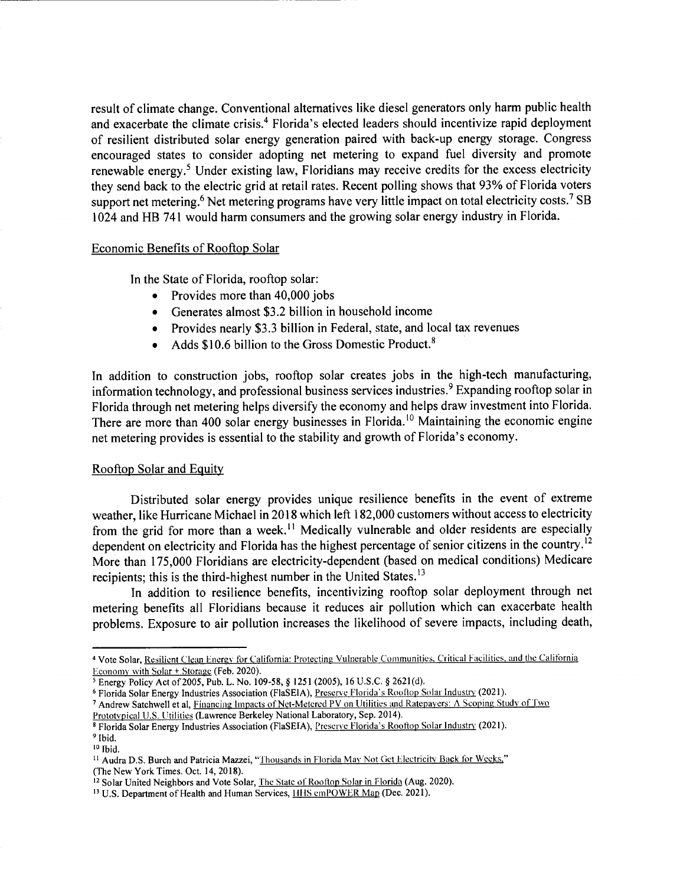result of climate change. Conventional alternatives like diesel generators only harm public health and exacerbate the climate crisis.[4] Florida's elected leaders should incentivize rapid deployment of resilient distributed solar energy generation paired with back-up energy storage. Congress encouraged states to consider adopting net metering to expand fuel diversity and promote renewable energy.[5] Under existing law, Floridians may receive credits for the excess electricity they send back to the electric grid at retail rates. Recent polling shows that 93% of Florida voters support net metering.[6] Net metering programs have very little impact on total electricity costs.[7] SB 1024 and HB 741 would harm consumers and the growing solar energy industry in Florida.

## Economic Benefits of Rooftop Solar

In the State of Florida, rooftop solar:

- Provides more than 40,000 jobs
- Generates almost $3.2 billion in household income
- Provides nearly $3.3 billion in Federal, state, and local tax revenues
- Adds $10.6 billion to the Gross Domestic Product.[8]

In addition to construction jobs, rooftop solar creates jobs in the high-tech manufacturing, information technology, and professional business services industries.[9] Expanding rooftop solar in Florida through net metering helps diversify the economy and helps draw investment into Florida. There are more than 400 solar energy businesses in Florida.[10] Maintaining the economic engine net metering provides is essential to the stability and growth of Florida's economy.

## Rooftop Solar and Equity

Distributed solar energy provides unique resilience benefits in the event of extreme weather, like Hurricane Michael in 2018 which left 182,000 customers without access to electricity from the grid for more than a week.[11] Medically vulnerable and older residents are especially dependent on electricity and Florida has the highest percentage of senior citizens in the country.[12] More than 175,000 Floridians are electricity-dependent (based on medical conditions) Medicare recipients; this is the third-highest number in the United States.[13]

In addition to resilience benefits, incentivizing rooftop solar deployment through net metering benefits all Floridians because it reduces air pollution which can exacerbate health problems. Exposure to air pollution increases the likelihood of severe impacts, including death,

---

[4] Vote Solar, Resilient Clean Energy for California: Protecting Vulnerable Communities, Critical Facilities, and the California Economy with Solar + Storage (Feb. 2020).

[5] Energy Policy Act of 2005, Pub. L. No. 109-58, § 1251 (2005), 16 U.S.C. § 2621(d).

[6] Florida Solar Energy Industries Association (FlaSEIA), Preserve Florida's Rooftop Solar Industry (2021).

[7] Andrew Satchwell et al, Financing Impacts of Net-Metered PV on Utilities and Ratepayers: A Scoping Study of Two Prototypical U.S. Utilities (Lawrence Berkeley National Laboratory, Sep. 2014).

[8] Florida Solar Energy Industries Association (FlaSEIA), Preserve Florida's Rooftop Solar Industry (2021).

[9] Ibid.

[10] Ibid.

[11] Audra D.S. Burch and Patricia Mazzei, "Thousands in Florida May Not Get Electricity Back for Weeks," (The New York Times. Oct. 14, 2018).

[12] Solar United Neighbors and Vote Solar, The State of Rooftop Solar in Florida (Aug. 2020).

[13] U.S. Department of Health and Human Services, HHS emPOWER Map (Dec. 2021).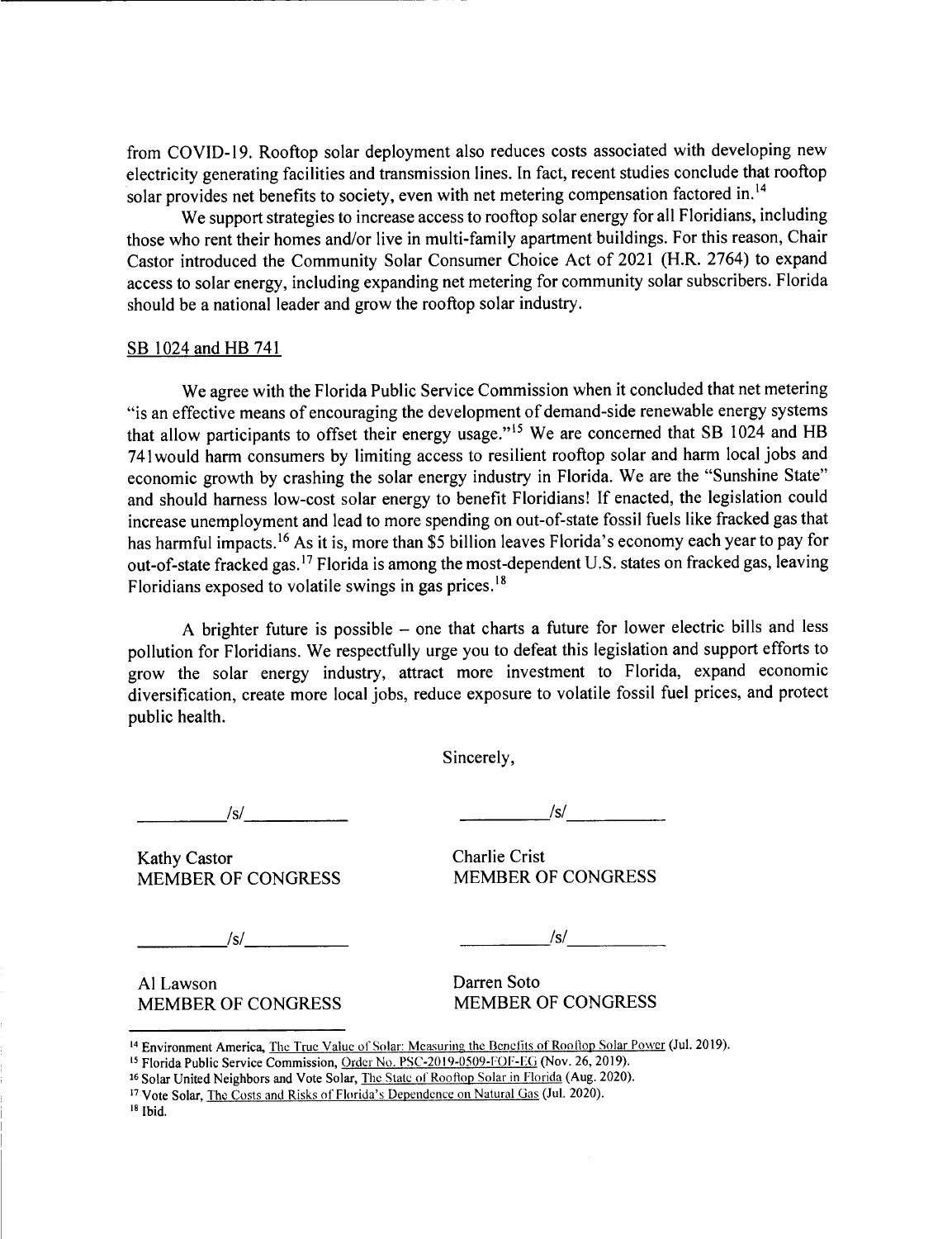from COVID-19. Rooftop solar deployment also reduces costs associated with developing new electricity generating facilities and transmission lines. In fact, recent studies conclude that rooftop solar provides net benefits to society, even with net metering compensation factored in.[14]

We support strategies to increase access to rooftop solar energy for all Floridians, including those who rent their homes and/or live in multi-family apartment buildings. For this reason, Chair Castor introduced the Community Solar Consumer Choice Act of 2021 (H.R. 2764) to expand access to solar energy, including expanding net metering for community solar subscribers. Florida should be a national leader and grow the rooftop solar industry.

SB 1024 and HB 741

We agree with the Florida Public Service Commission when it concluded that net metering "is an effective means of encouraging the development of demand-side renewable energy systems that allow participants to offset their energy usage."[15] We are concerned that SB 1024 and HB 741would harm consumers by limiting access to resilient rooftop solar and harm local jobs and economic growth by crashing the solar energy industry in Florida. We are the "Sunshine State" and should harness low-cost solar energy to benefit Floridians! If enacted, the legislation could increase unemployment and lead to more spending on out-of-state fossil fuels like fracked gas that has harmful impacts.[16] As it is, more than $5 billion leaves Florida's economy each year to pay for out-of-state fracked gas.[17] Florida is among the most-dependent U.S. states on fracked gas, leaving Floridians exposed to volatile swings in gas prices.[18]

A brighter future is possible – one that charts a future for lower electric bills and less pollution for Floridians. We respectfully urge you to defeat this legislation and support efforts to grow the solar energy industry, attract more investment to Florida, expand economic diversification, create more local jobs, reduce exposure to volatile fossil fuel prices, and protect public health.

Sincerely,

/s/
Kathy Castor
MEMBER OF CONGRESS

/s/
Charlie Crist
MEMBER OF CONGRESS

/s/
Al Lawson
MEMBER OF CONGRESS

/s/
Darren Soto
MEMBER OF CONGRESS

---

[14] Environment America, The True Value of Solar: Measuring the Benefits of Rooftop Solar Power (Jul. 2019).

[15] Florida Public Service Commission, Order No. PSC-2019-0509-FOF-EG (Nov. 26, 2019).

[16] Solar United Neighbors and Vote Solar, The State of Rooftop Solar in Florida (Aug. 2020).

[17] Vote Solar, The Costs and Risks of Florida's Dependence on Natural Gas (Jul. 2020).

[18] Ibid.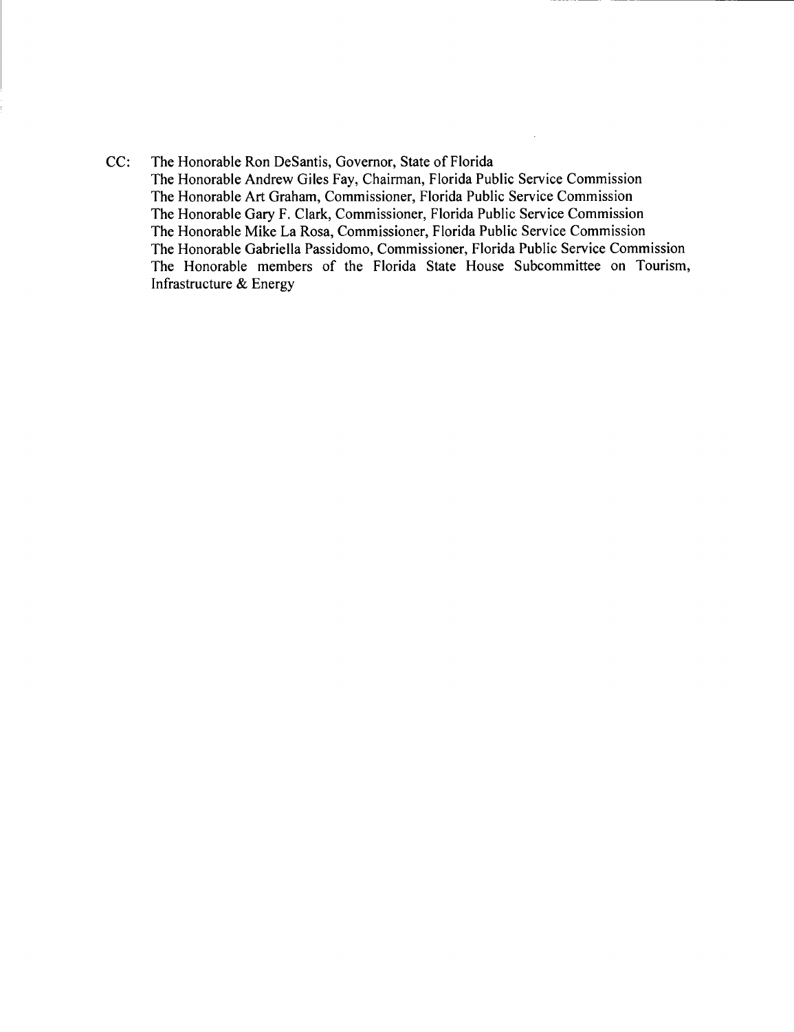CC: The Honorable Ron DeSantis, Governor, State of Florida
The Honorable Andrew Giles Fay, Chairman, Florida Public Service Commission
The Honorable Art Graham, Commissioner, Florida Public Service Commission
The Honorable Gary F. Clark, Commissioner, Florida Public Service Commission
The Honorable Mike La Rosa, Commissioner, Florida Public Service Commission
The Honorable Gabriella Passidomo, Commissioner, Florida Public Service Commission
The Honorable members of the Florida State House Subcommittee on Tourism, Infrastructure & Energy